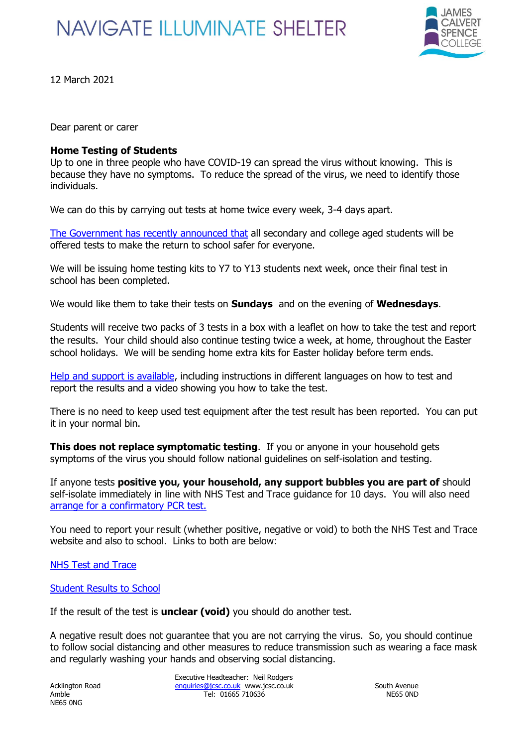NAVIGATE ILLUMINATE SHELTER

JAMES CALVERT SPENCE COLLEGE

12 March 2021

Dear parent or carer

**Home Testing of Students**
Up to one in three people who have COVID-19 can spread the virus without knowing. This is because they have no symptoms. To reduce the spread of the virus, we need to identify those individuals.

We can do this by carrying out tests at home twice every week, 3-4 days apart.

The Government has recently announced that all secondary and college aged students will be offered tests to make the return to school safer for everyone.

We will be issuing home testing kits to Y7 to Y13 students next week, once their final test in school has been completed.

We would like them to take their tests on **Sundays** and on the evening of **Wednesdays**.

Students will receive two packs of 3 tests in a box with a leaflet on how to take the test and report the results. Your child should also continue testing twice a week, at home, throughout the Easter school holidays. We will be sending home extra kits for Easter holiday before term ends.

Help and support is available, including instructions in different languages on how to test and report the results and a video showing you how to take the test.

There is no need to keep used test equipment after the test result has been reported. You can put it in your normal bin.

**This does not replace symptomatic testing**. If you or anyone in your household gets symptoms of the virus you should follow national guidelines on self-isolation and testing.

If anyone tests **positive you, your household, any support bubbles you are part of** should self-isolate immediately in line with NHS Test and Trace guidance for 10 days. You will also need arrange for a confirmatory PCR test.

You need to report your result (whether positive, negative or void) to both the NHS Test and Trace website and also to school. Links to both are below:

NHS Test and Trace

Student Results to School

If the result of the test is **unclear (void)** you should do another test.

A negative result does not guarantee that you are not carrying the virus. So, you should continue to follow social distancing and other measures to reduce transmission such as wearing a face mask and regularly washing your hands and observing social distancing.

Acklington Road
Amble
NE65 0NG

Executive Headteacher: Neil Rodgers
enquiries@jcsc.co.uk www.jcsc.co.uk
Tel: 01665 710636

South Avenue
NE65 0ND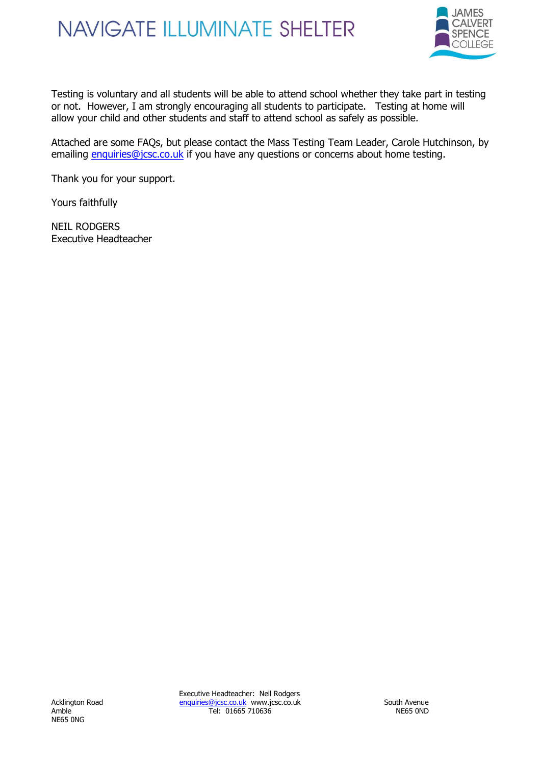Testing is voluntary and all students will be able to attend school whether they take part in testing or not. However, I am strongly encouraging all students to participate. Testing at home will allow your child and other students and staff to attend school as safely as possible.

Attached are some FAQs, but please contact the Mass Testing Team Leader, Carole Hutchinson, by emailing enquiries@jcsc.co.uk if you have any questions or concerns about home testing.

Thank you for your support.

Yours faithfully

NEIL RODGERS
Executive Headteacher